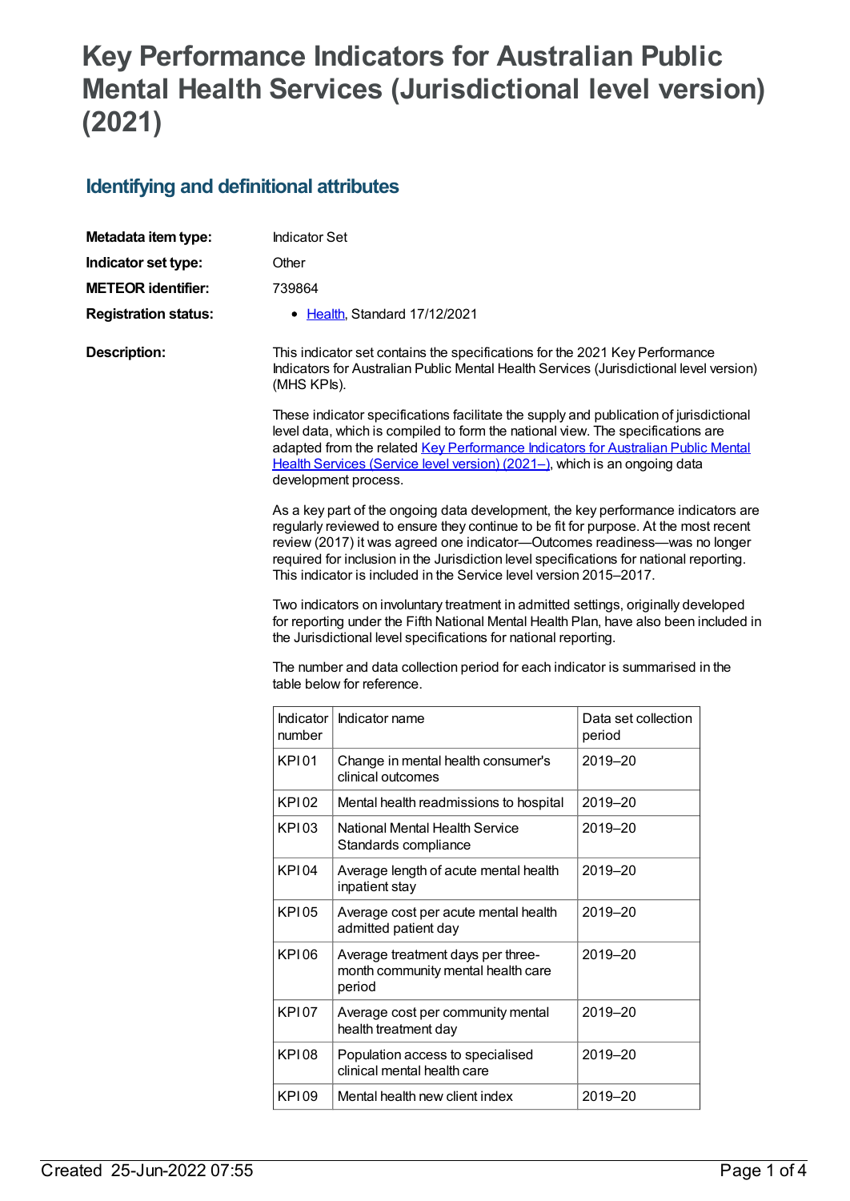# Key Performance Indicators for Australian Public Mental Health Services (Jurisdictional level version) (2021)

## Identifying and definitional attributes

**Metadata item type:** Indicator Set

**Indicator set type:** Other

**METEOR identifier:** 739864

**Registration status:**
- Health, Standard 17/12/2021

**Description:**

This indicator set contains the specifications for the 2021 Key Performance Indicators for Australian Public Mental Health Services (Jurisdictional level version) (MHS KPIs).

These indicator specifications facilitate the supply and publication of jurisdictional level data, which is compiled to form the national view. The specifications are adapted from the related Key Performance Indicators for Australian Public Mental Health Services (Service level version) (2021–), which is an ongoing data development process.

As a key part of the ongoing data development, the key performance indicators are regularly reviewed to ensure they continue to be fit for purpose. At the most recent review (2017) it was agreed one indicator—Outcomes readiness—was no longer required for inclusion in the Jurisdiction level specifications for national reporting. This indicator is included in the Service level version 2015–2017.

Two indicators on involuntary treatment in admitted settings, originally developed for reporting under the Fifth National Mental Health Plan, have also been included in the Jurisdictional level specifications for national reporting.

The number and data collection period for each indicator is summarised in the table below for reference.

| Indicator number | Indicator name | Data set collection period |
|---|---|---|
| KPI 01 | Change in mental health consumer's clinical outcomes | 2019–20 |
| KPI 02 | Mental health readmissions to hospital | 2019–20 |
| KPI 03 | National Mental Health Service Standards compliance | 2019–20 |
| KPI 04 | Average length of acute mental health inpatient stay | 2019–20 |
| KPI 05 | Average cost per acute mental health admitted patient day | 2019–20 |
| KPI 06 | Average treatment days per three-month community mental health care period | 2019–20 |
| KPI 07 | Average cost per community mental health treatment day | 2019–20 |
| KPI 08 | Population access to specialised clinical mental health care | 2019–20 |
| KPI 09 | Mental health new client index | 2019–20 |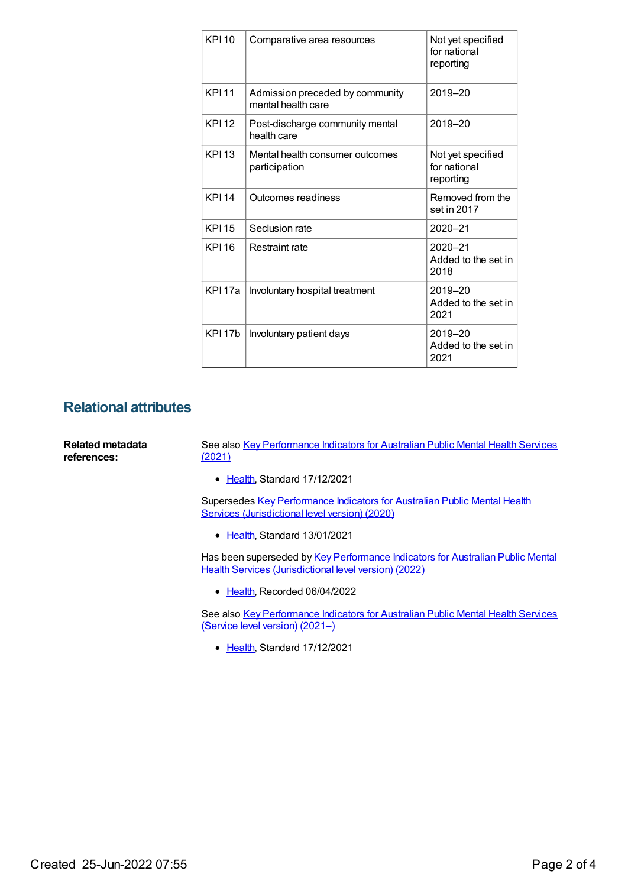| KPI 10 | Comparative area resources | Not yet specified for national reporting |
|---|---|---|
| KPI 11 | Admission preceded by community mental health care | 2019–20 |
| KPI 12 | Post-discharge community mental health care | 2019–20 |
| KPI 13 | Mental health consumer outcomes participation | Not yet specified for national reporting |
| KPI 14 | Outcomes readiness | Removed from the set in 2017 |
| KPI 15 | Seclusion rate | 2020–21 |
| KPI 16 | Restraint rate | 2020–21 Added to the set in 2018 |
| KPI 17a | Involuntary hospital treatment | 2019–20 Added to the set in 2021 |
| KPI 17b | Involuntary patient days | 2019–20 Added to the set in 2021 |

## Relational attributes

**Related metadata references:**

See also Key Performance Indicators for Australian Public Mental Health Services (2021)

- Health, Standard 17/12/2021

Supersedes Key Performance Indicators for Australian Public Mental Health Services (Jurisdictional level version) (2020)

- Health, Standard 13/01/2021

Has been superseded by Key Performance Indicators for Australian Public Mental Health Services (Jurisdictional level version) (2022)

- Health, Recorded 06/04/2022

See also Key Performance Indicators for Australian Public Mental Health Services (Service level version) (2021–)

- Health, Standard 17/12/2021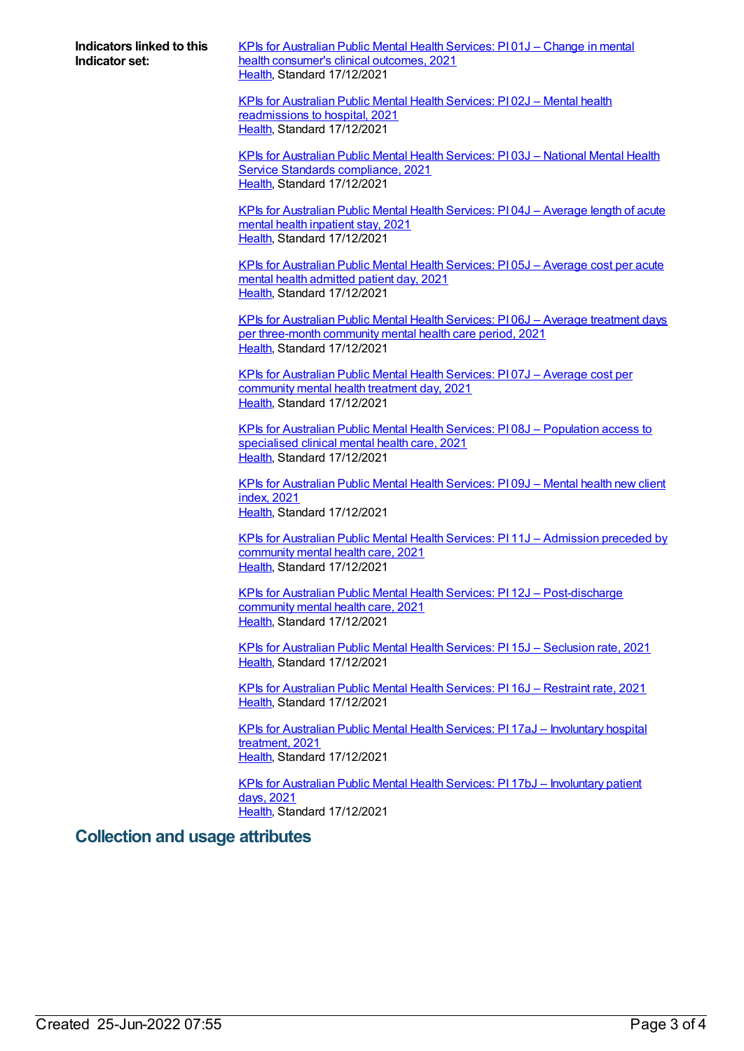**Indicators linked to this Indicator set:**

KPIs for Australian Public Mental Health Services: PI 01J – Change in mental health consumer's clinical outcomes, 2021
Health, Standard 17/12/2021

KPIs for Australian Public Mental Health Services: PI 02J – Mental health readmissions to hospital, 2021
Health, Standard 17/12/2021

KPIs for Australian Public Mental Health Services: PI 03J – National Mental Health Service Standards compliance, 2021
Health, Standard 17/12/2021

KPIs for Australian Public Mental Health Services: PI 04J – Average length of acute mental health inpatient stay, 2021
Health, Standard 17/12/2021

KPIs for Australian Public Mental Health Services: PI 05J – Average cost per acute mental health admitted patient day, 2021
Health, Standard 17/12/2021

KPIs for Australian Public Mental Health Services: PI 06J – Average treatment days per three-month community mental health care period, 2021
Health, Standard 17/12/2021

KPIs for Australian Public Mental Health Services: PI 07J – Average cost per community mental health treatment day, 2021
Health, Standard 17/12/2021

KPIs for Australian Public Mental Health Services: PI 08J – Population access to specialised clinical mental health care, 2021
Health, Standard 17/12/2021

KPIs for Australian Public Mental Health Services: PI 09J – Mental health new client index, 2021
Health, Standard 17/12/2021

KPIs for Australian Public Mental Health Services: PI 11J – Admission preceded by community mental health care, 2021
Health, Standard 17/12/2021

KPIs for Australian Public Mental Health Services: PI 12J – Post-discharge community mental health care, 2021
Health, Standard 17/12/2021

KPIs for Australian Public Mental Health Services: PI 15J – Seclusion rate, 2021
Health, Standard 17/12/2021

KPIs for Australian Public Mental Health Services: PI 16J – Restraint rate, 2021
Health, Standard 17/12/2021

KPIs for Australian Public Mental Health Services: PI 17aJ – Involuntary hospital treatment, 2021
Health, Standard 17/12/2021

KPIs for Australian Public Mental Health Services: PI 17bJ – Involuntary patient days, 2021
Health, Standard 17/12/2021

## Collection and usage attributes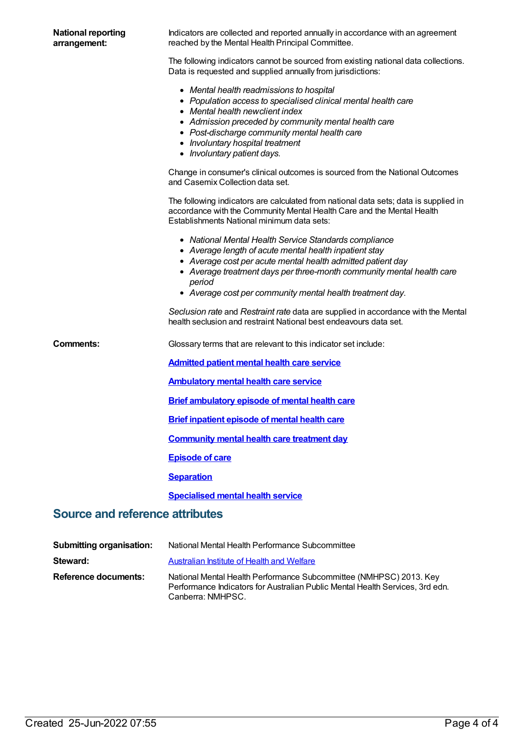**National reporting arrangement:**

Indicators are collected and reported annually in accordance with an agreement reached by the Mental Health Principal Committee.

The following indicators cannot be sourced from existing national data collections. Data is requested and supplied annually from jurisdictions:

- *Mental health readmissions to hospital*
- *Population access to specialised clinical mental health care*
- *Mental health newclient index*
- *Admission preceded by community mental health care*
- *Post-discharge community mental health care*
- *Involuntary hospital treatment*
- *Involuntary patient days.*

Change in consumer's clinical outcomes is sourced from the National Outcomes and Casemix Collection data set.

The following indicators are calculated from national data sets; data is supplied in accordance with the Community Mental Health Care and the Mental Health Establishments National minimum data sets:

- *National Mental Health Service Standards compliance*
- *Average length of acute mental health inpatient stay*
- *Average cost per acute mental health admitted patient day*
- *Average treatment days per three-month community mental health care period*
- *Average cost per community mental health treatment day.*

*Seclusion rate* and *Restraint rate* data are supplied in accordance with the Mental health seclusion and restraint National best endeavours data set.

**Comments:**

Glossary terms that are relevant to this indicator set include:

**Admitted patient mental health care service**

**Ambulatory mental health care service**

**Brief ambulatory episode of mental health care**

**Brief inpatient episode of mental health care**

**Community mental health care treatment day**

**Episode of care**

**Separation**

**Specialised mental health service**

## Source and reference attributes

**Submitting organisation:** National Mental Health Performance Subcommittee

**Steward:** Australian Institute of Health and Welfare

**Reference documents:** National Mental Health Performance Subcommittee (NMHPSC) 2013. Key Performance Indicators for Australian Public Mental Health Services, 3rd edn. Canberra: NMHPSC.